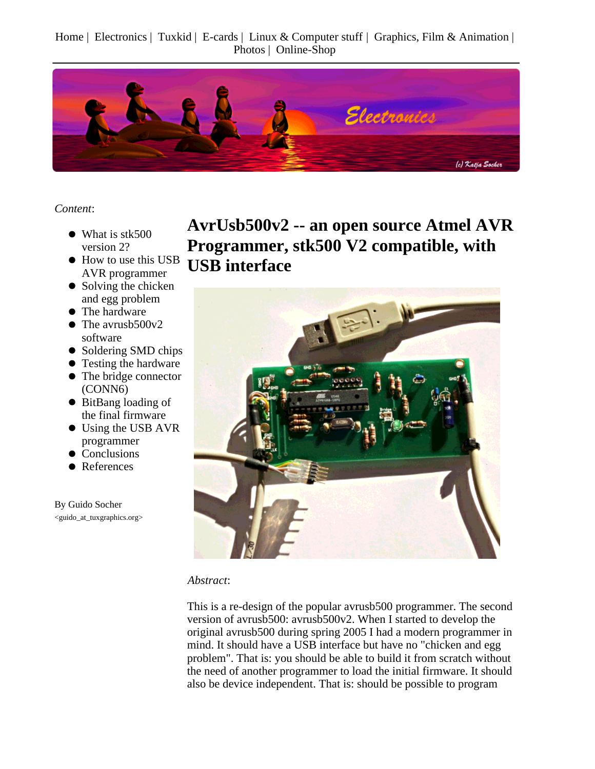Home | Electronics | Tuxkid | E-cards | Linux & Computer stuff | Graphics, Film & Animation | Photos | Online-Shop

*Content*:

- What is stk500 version 2?
- How to use this USB AVR programmer
- Solving the chicken and egg problem
- The hardware
- The avrusb500v2 software
- Soldering SMD chips
- Testing the hardware
- The bridge connector (CONN6)
- BitBang loading of the final firmware
- Using the USB AVR programmer
- Conclusions
- References

By Guido Socher
<guido_at_tuxgraphics.org>

# AvrUsb500v2 -- an open source Atmel AVR Programmer, stk500 V2 compatible, with USB interface

*Abstract*:

This is a re-design of the popular avrusb500 programmer. The second version of avrusb500: avrusb500v2. When I started to develop the original avrusb500 during spring 2005 I had a modern programmer in mind. It should have a USB interface but have no "chicken and egg problem". That is: you should be able to build it from scratch without the need of another programmer to load the initial firmware. It should also be device independent. That is: should be possible to program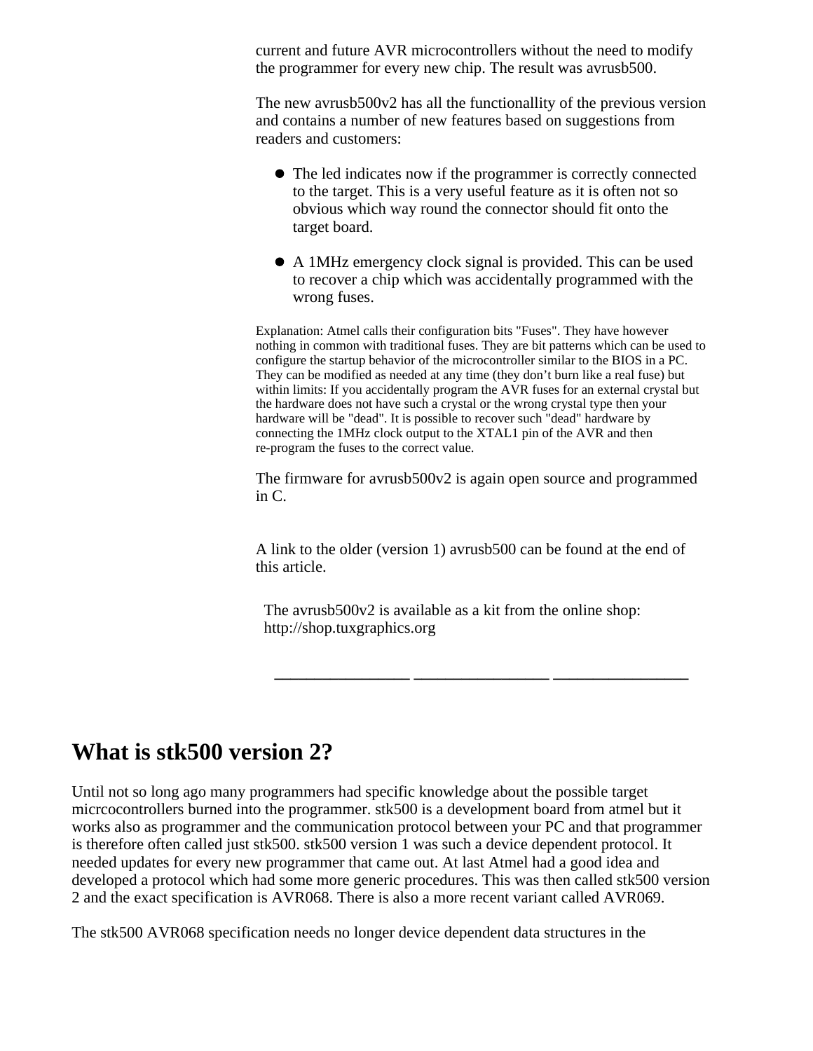current and future AVR microcontrollers without the need to modify the programmer for every new chip. The result was avrusb500.

The new avrusb500v2 has all the functionallity of the previous version and contains a number of new features based on suggestions from readers and customers:

- The led indicates now if the programmer is correctly connected to the target. This is a very useful feature as it is often not so obvious which way round the connector should fit onto the target board.
- A 1MHz emergency clock signal is provided. This can be used to recover a chip which was accidentally programmed with the wrong fuses.

Explanation: Atmel calls their configuration bits "Fuses". They have however nothing in common with traditional fuses. They are bit patterns which can be used to configure the startup behavior of the microcontroller similar to the BIOS in a PC. They can be modified as needed at any time (they don't burn like a real fuse) but within limits: If you accidentally program the AVR fuses for an external crystal but the hardware does not have such a crystal or the wrong crystal type then your hardware will be "dead". It is possible to recover such "dead" hardware by connecting the 1MHz clock output to the XTAL1 pin of the AVR and then re-program the fuses to the correct value.

The firmware for avrusb500v2 is again open source and programmed in C.

A link to the older (version 1) avrusb500 can be found at the end of this article.

The avrusb500v2 is available as a kit from the online shop: http://shop.tuxgraphics.org

---

## What is stk500 version 2?

Until not so long ago many programmers had specific knowledge about the possible target micrcocontrollers burned into the programmer. stk500 is a development board from atmel but it works also as programmer and the communication protocol between your PC and that programmer is therefore often called just stk500. stk500 version 1 was such a device dependent protocol. It needed updates for every new programmer that came out. At last Atmel had a good idea and developed a protocol which had some more generic procedures. This was then called stk500 version 2 and the exact specification is AVR068. There is also a more recent variant called AVR069.

The stk500 AVR068 specification needs no longer device dependent data structures in the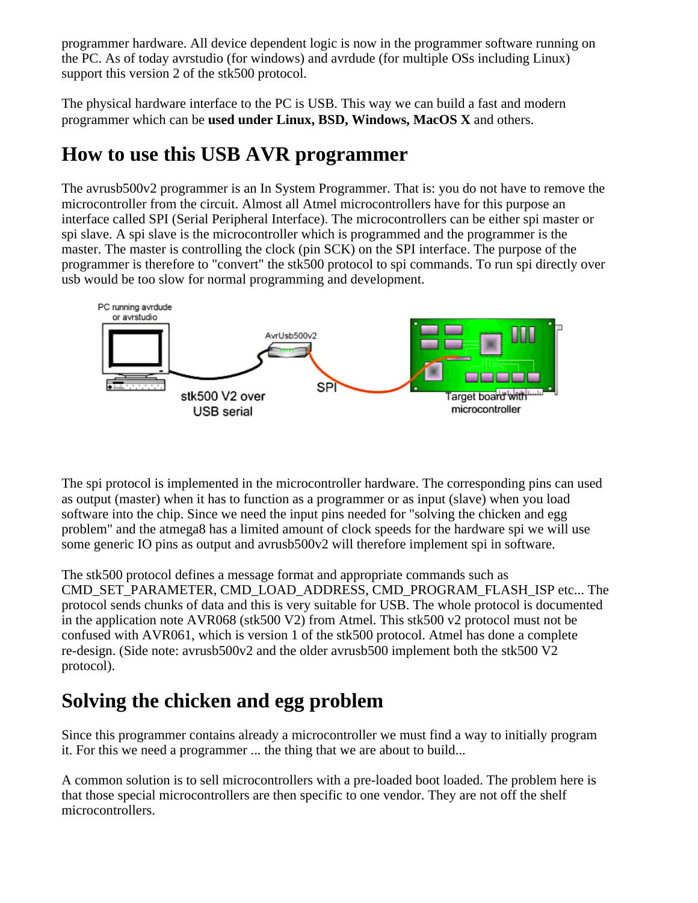programmer hardware. All device dependent logic is now in the programmer software running on the PC. As of today avrstudio (for windows) and avrdude (for multiple OSs including Linux) support this version 2 of the stk500 protocol.

The physical hardware interface to the PC is USB. This way we can build a fast and modern programmer which can be **used under Linux, BSD, Windows, MacOS X** and others.

## How to use this USB AVR programmer

The avrusb500v2 programmer is an In System Programmer. That is: you do not have to remove the microcontroller from the circuit. Almost all Atmel microcontrollers have for this purpose an interface called SPI (Serial Peripheral Interface). The microcontrollers can be either spi master or spi slave. A spi slave is the microcontroller which is programmed and the programmer is the master. The master is controlling the clock (pin SCK) on the SPI interface. The purpose of the programmer is therefore to "convert" the stk500 protocol to spi commands. To run spi directly over usb would be too slow for normal programming and development.

The spi protocol is implemented in the microcontroller hardware. The corresponding pins can used as output (master) when it has to function as a programmer or as input (slave) when you load software into the chip. Since we need the input pins needed for "solving the chicken and egg problem" and the atmega8 has a limited amount of clock speeds for the hardware spi we will use some generic IO pins as output and avrusb500v2 will therefore implement spi in software.

The stk500 protocol defines a message format and appropriate commands such as CMD_SET_PARAMETER, CMD_LOAD_ADDRESS, CMD_PROGRAM_FLASH_ISP etc... The protocol sends chunks of data and this is very suitable for USB. The whole protocol is documented in the application note AVR068 (stk500 V2) from Atmel. This stk500 v2 protocol must not be confused with AVR061, which is version 1 of the stk500 protocol. Atmel has done a complete re-design. (Side note: avrusb500v2 and the older avrusb500 implement both the stk500 V2 protocol).

## Solving the chicken and egg problem

Since this programmer contains already a microcontroller we must find a way to initially program it. For this we need a programmer ... the thing that we are about to build...

A common solution is to sell microcontrollers with a pre-loaded boot loaded. The problem here is that those special microcontrollers are then specific to one vendor. They are not off the shelf microcontrollers.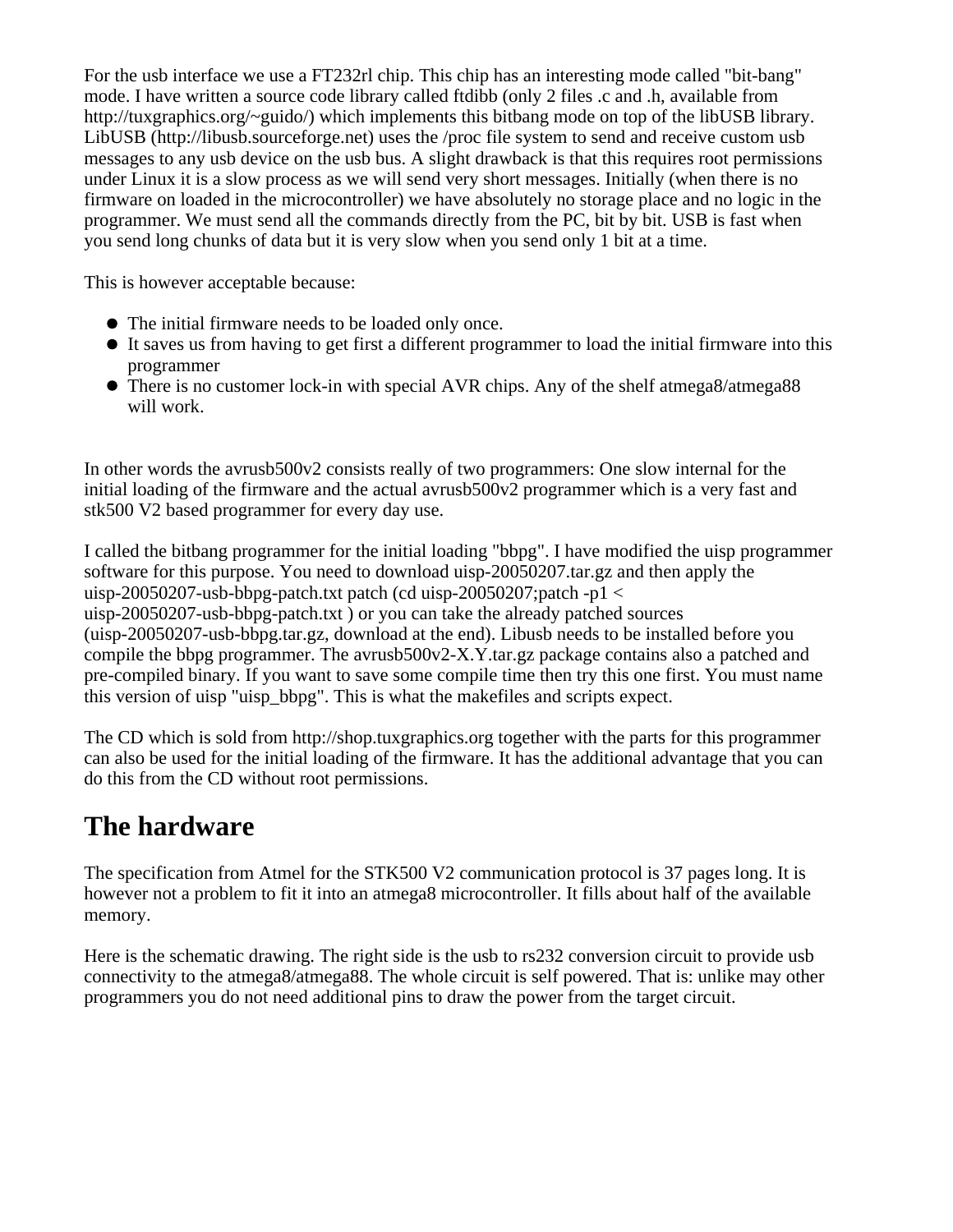For the usb interface we use a FT232rl chip. This chip has an interesting mode called "bit-bang" mode. I have written a source code library called ftdibb (only 2 files .c and .h, available from http://tuxgraphics.org/~guido/) which implements this bitbang mode on top of the libUSB library. LibUSB (http://libusb.sourceforge.net) uses the /proc file system to send and receive custom usb messages to any usb device on the usb bus. A slight drawback is that this requires root permissions under Linux it is a slow process as we will send very short messages. Initially (when there is no firmware on loaded in the microcontroller) we have absolutely no storage place and no logic in the programmer. We must send all the commands directly from the PC, bit by bit. USB is fast when you send long chunks of data but it is very slow when you send only 1 bit at a time.

This is however acceptable because:

- The initial firmware needs to be loaded only once.
- It saves us from having to get first a different programmer to load the initial firmware into this programmer
- There is no customer lock-in with special AVR chips. Any of the shelf atmega8/atmega88 will work.

In other words the avrusb500v2 consists really of two programmers: One slow internal for the initial loading of the firmware and the actual avrusb500v2 programmer which is a very fast and stk500 V2 based programmer for every day use.

I called the bitbang programmer for the initial loading "bbpg". I have modified the uisp programmer software for this purpose. You need to download uisp-20050207.tar.gz and then apply the uisp-20050207-usb-bbpg-patch.txt patch (cd uisp-20050207;patch -p1 < uisp-20050207-usb-bbpg-patch.txt ) or you can take the already patched sources (uisp-20050207-usb-bbpg.tar.gz, download at the end). Libusb needs to be installed before you compile the bbpg programmer. The avrusb500v2-X.Y.tar.gz package contains also a patched and pre-compiled binary. If you want to save some compile time then try this one first. You must name this version of uisp "uisp_bbpg". This is what the makefiles and scripts expect.

The CD which is sold from http://shop.tuxgraphics.org together with the parts for this programmer can also be used for the initial loading of the firmware. It has the additional advantage that you can do this from the CD without root permissions.

## The hardware

The specification from Atmel for the STK500 V2 communication protocol is 37 pages long. It is however not a problem to fit it into an atmega8 microcontroller. It fills about half of the available memory.

Here is the schematic drawing. The right side is the usb to rs232 conversion circuit to provide usb connectivity to the atmega8/atmega88. The whole circuit is self powered. That is: unlike may other programmers you do not need additional pins to draw the power from the target circuit.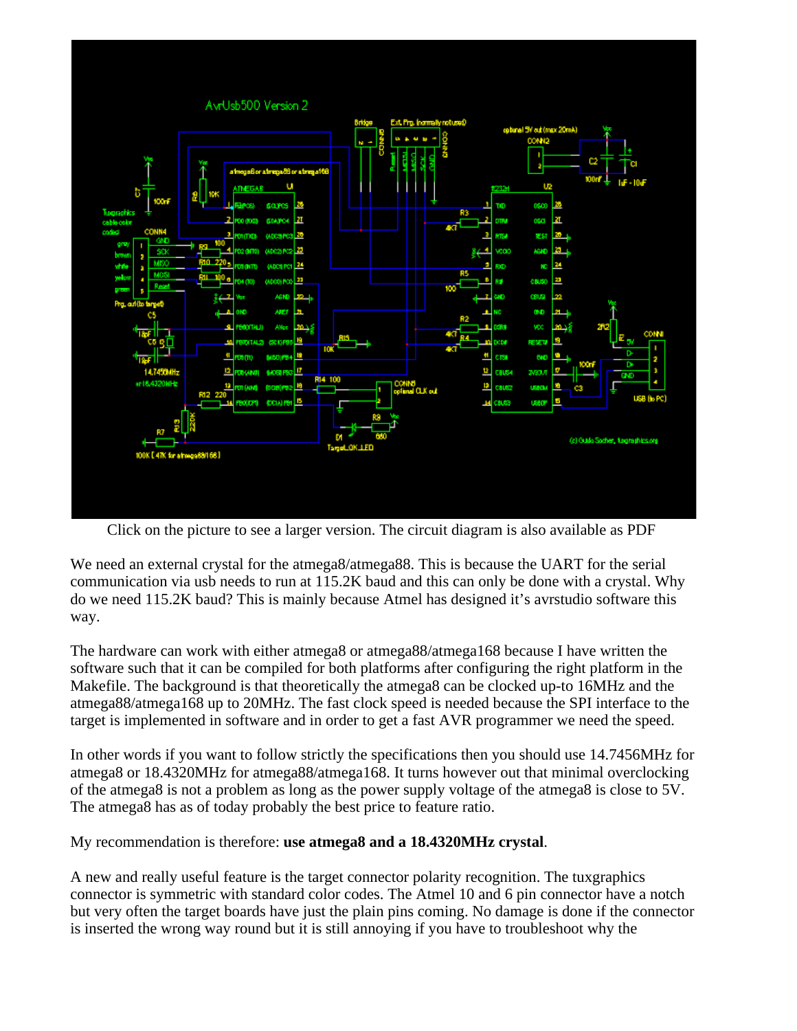Click on the picture to see a larger version. The circuit diagram is also available as PDF

We need an external crystal for the atmega8/atmega88. This is because the UART for the serial communication via usb needs to run at 115.2K baud and this can only be done with a crystal. Why do we need 115.2K baud? This is mainly because Atmel has designed it's avrstudio software this way.

The hardware can work with either atmega8 or atmega88/atmega168 because I have written the software such that it can be compiled for both platforms after configuring the right platform in the Makefile. The background is that theoretically the atmega8 can be clocked up-to 16MHz and the atmega88/atmega168 up to 20MHz. The fast clock speed is needed because the SPI interface to the target is implemented in software and in order to get a fast AVR programmer we need the speed.

In other words if you want to follow strictly the specifications then you should use 14.7456MHz for atmega8 or 18.4320MHz for atmega88/atmega168. It turns however out that minimal overclocking of the atmega8 is not a problem as long as the power supply voltage of the atmega8 is close to 5V. The atmega8 has as of today probably the best price to feature ratio.

My recommendation is therefore: **use atmega8 and a 18.4320MHz crystal**.

A new and really useful feature is the target connector polarity recognition. The tuxgraphics connector is symmetric with standard color codes. The Atmel 10 and 6 pin connector have a notch but very often the target boards have just the plain pins coming. No damage is done if the connector is inserted the wrong way round but it is still annoying if you have to troubleshoot why the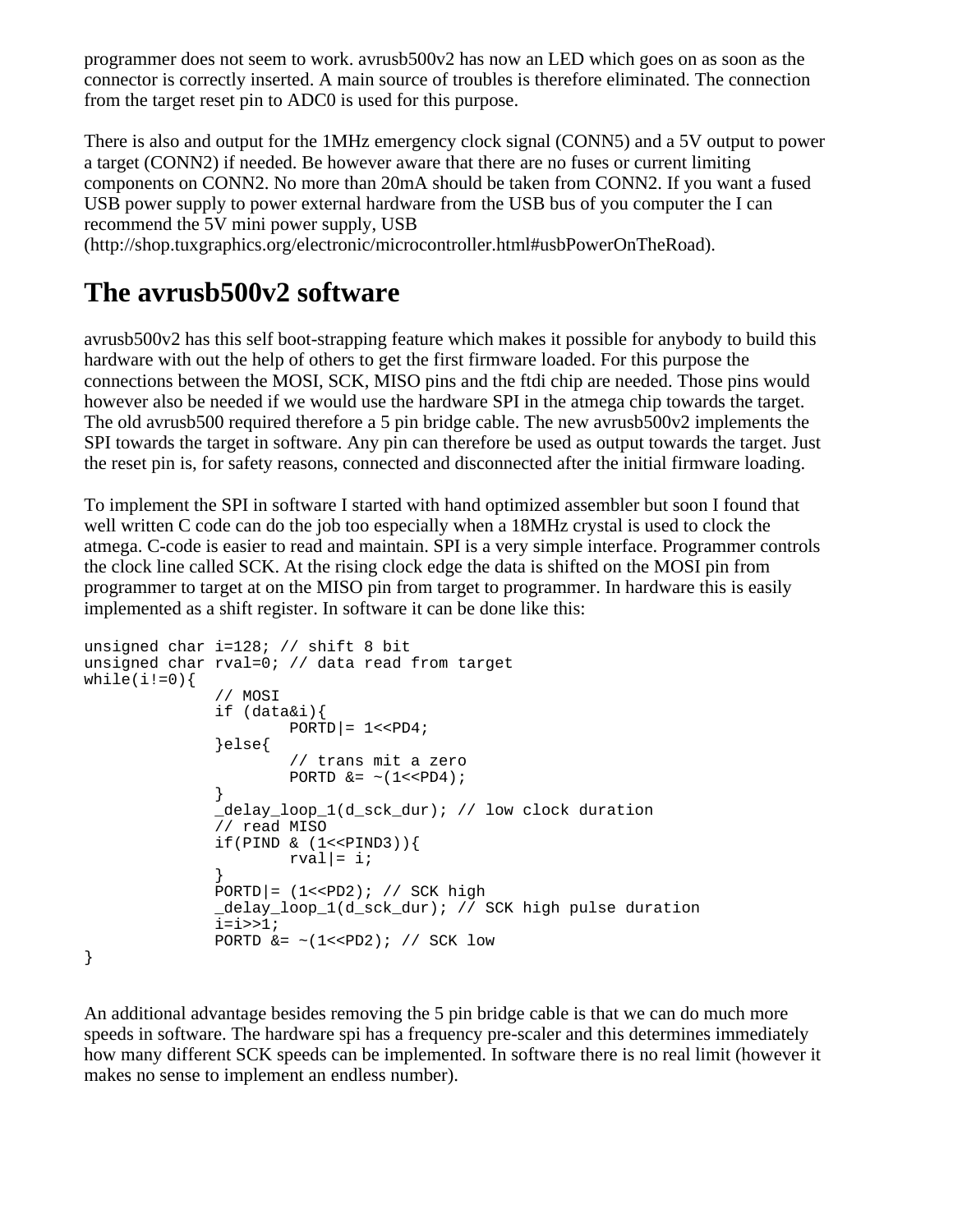programmer does not seem to work. avrusb500v2 has now an LED which goes on as soon as the connector is correctly inserted. A main source of troubles is therefore eliminated. The connection from the target reset pin to ADC0 is used for this purpose.

There is also and output for the 1MHz emergency clock signal (CONN5) and a 5V output to power a target (CONN2) if needed. Be however aware that there are no fuses or current limiting components on CONN2. No more than 20mA should be taken from CONN2. If you want a fused USB power supply to power external hardware from the USB bus of you computer the I can recommend the 5V mini power supply, USB (http://shop.tuxgraphics.org/electronic/microcontroller.html#usbPowerOnTheRoad).

# The avrusb500v2 software

avrusb500v2 has this self boot-strapping feature which makes it possible for anybody to build this hardware with out the help of others to get the first firmware loaded. For this purpose the connections between the MOSI, SCK, MISO pins and the ftdi chip are needed. Those pins would however also be needed if we would use the hardware SPI in the atmega chip towards the target. The old avrusb500 required therefore a 5 pin bridge cable. The new avrusb500v2 implements the SPI towards the target in software. Any pin can therefore be used as output towards the target. Just the reset pin is, for safety reasons, connected and disconnected after the initial firmware loading.

To implement the SPI in software I started with hand optimized assembler but soon I found that well written C code can do the job too especially when a 18MHz crystal is used to clock the atmega. C-code is easier to read and maintain. SPI is a very simple interface. Programmer controls the clock line called SCK. At the rising clock edge the data is shifted on the MOSI pin from programmer to target at on the MISO pin from target to programmer. In hardware this is easily implemented as a shift register. In software it can be done like this:

```
unsigned char i=128; // shift 8 bit
unsigned char rval=0; // data read from target
while(i!=0){
              // MOSI
              if (data&i){
                      PORTD|= 1<<PD4;
              }else{
                      // trans mit a zero
                      PORTD &= ~(1<<PD4);
              }
              _delay_loop_1(d_sck_dur); // low clock duration
              // read MISO
              if(PIND & (1<<PIND3)){
                      rval|= i;
              }
              PORTD|= (1<<PD2); // SCK high
              _delay_loop_1(d_sck_dur); // SCK high pulse duration
              i=i>>1;
              PORTD &= ~(1<<PD2); // SCK low
}
```

An additional advantage besides removing the 5 pin bridge cable is that we can do much more speeds in software. The hardware spi has a frequency pre-scaler and this determines immediately how many different SCK speeds can be implemented. In software there is no real limit (however it makes no sense to implement an endless number).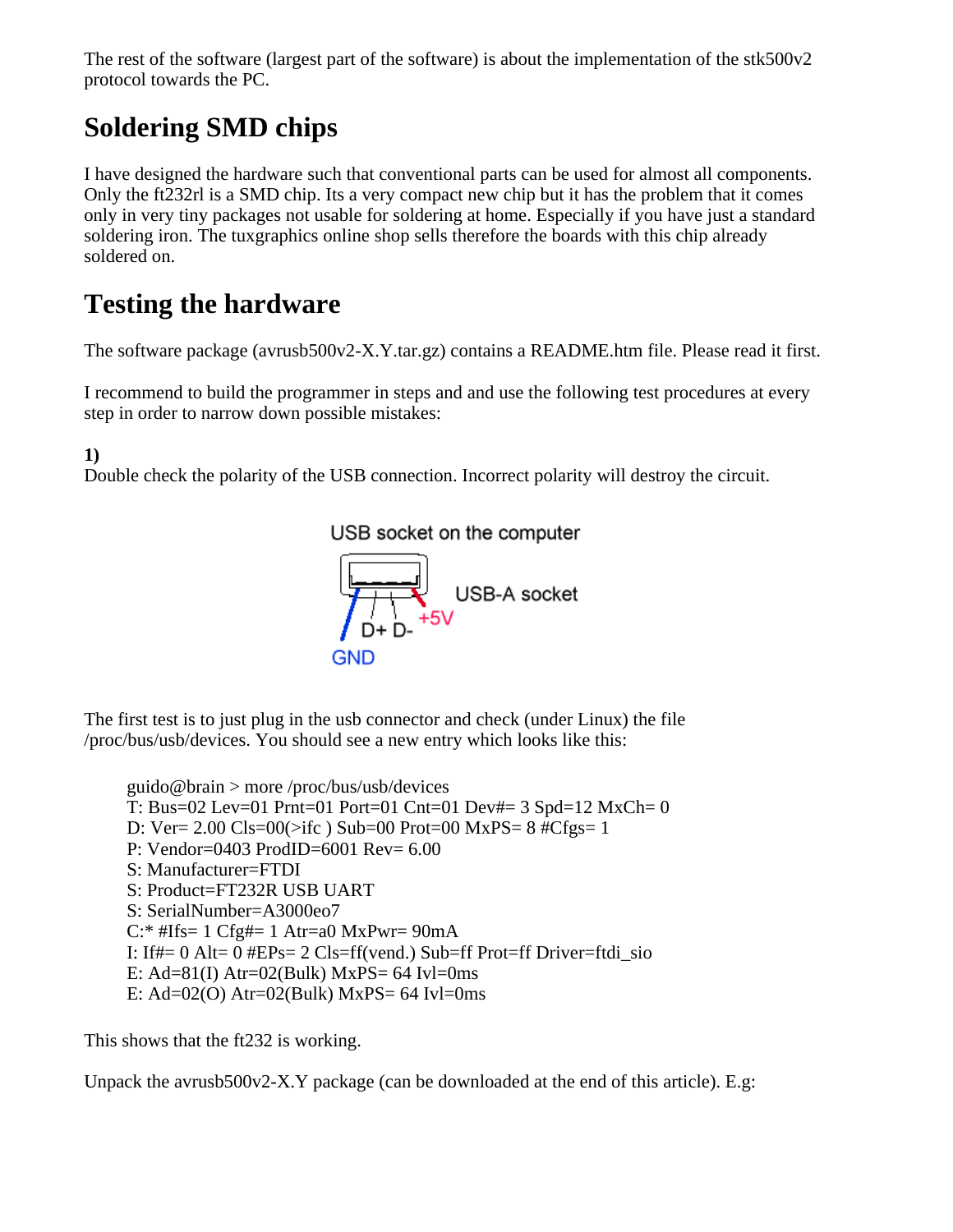The rest of the software (largest part of the software) is about the implementation of the stk500v2 protocol towards the PC.

## Soldering SMD chips

I have designed the hardware such that conventional parts can be used for almost all components. Only the ft232rl is a SMD chip. Its a very compact new chip but it has the problem that it comes only in very tiny packages not usable for soldering at home. Especially if you have just a standard soldering iron. The tuxgraphics online shop sells therefore the boards with this chip already soldered on.

## Testing the hardware

The software package (avrusb500v2-X.Y.tar.gz) contains a README.htm file. Please read it first.

I recommend to build the programmer in steps and and use the following test procedures at every step in order to narrow down possible mistakes:

**1)**
Double check the polarity of the USB connection. Incorrect polarity will destroy the circuit.

USB socket on the computer

USB-A socket

GND D+ D- +5V

The first test is to just plug in the usb connector and check (under Linux) the file /proc/bus/usb/devices. You should see a new entry which looks like this:

```
guido@brain > more /proc/bus/usb/devices
T: Bus=02 Lev=01 Prnt=01 Port=01 Cnt=01 Dev#= 3 Spd=12 MxCh= 0
D: Ver= 2.00 Cls=00(>ifc ) Sub=00 Prot=00 MxPS= 8 #Cfgs= 1
P: Vendor=0403 ProdID=6001 Rev= 6.00
S: Manufacturer=FTDI
S: Product=FT232R USB UART
S: SerialNumber=A3000eo7
C:* #Ifs= 1 Cfg#= 1 Atr=a0 MxPwr= 90mA
I: If#= 0 Alt= 0 #EPs= 2 Cls=ff(vend.) Sub=ff Prot=ff Driver=ftdi_sio
E: Ad=81(I) Atr=02(Bulk) MxPS= 64 Ivl=0ms
E: Ad=02(O) Atr=02(Bulk) MxPS= 64 Ivl=0ms
```

This shows that the ft232 is working.

Unpack the avrusb500v2-X.Y package (can be downloaded at the end of this article). E.g: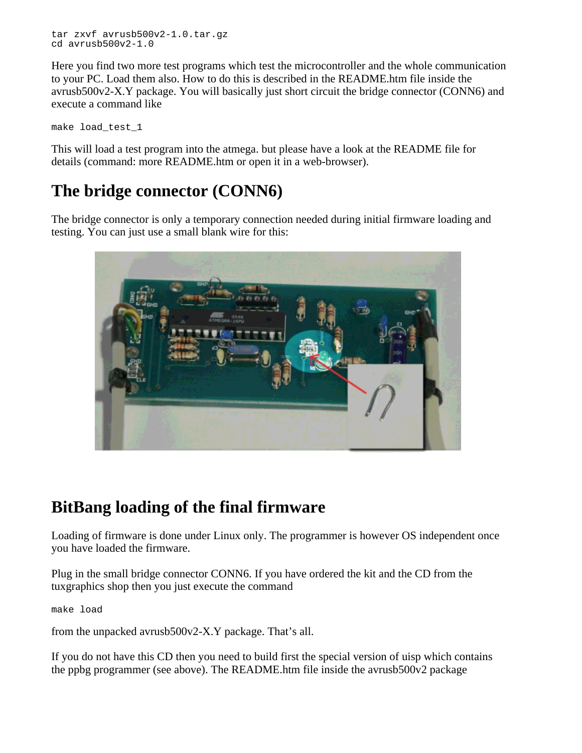```
tar zxvf avrusb500v2-1.0.tar.gz
cd avrusb500v2-1.0
```

Here you find two more test programs which test the microcontroller and the whole communication to your PC. Load them also. How to do this is described in the README.htm file inside the avrusb500v2-X.Y package. You will basically just short circuit the bridge connector (CONN6) and execute a command like

```
make load_test_1
```

This will load a test program into the atmega. but please have a look at the README file for details (command: more README.htm or open it in a web-browser).

## The bridge connector (CONN6)

The bridge connector is only a temporary connection needed during initial firmware loading and testing. You can just use a small blank wire for this:

## BitBang loading of the final firmware

Loading of firmware is done under Linux only. The programmer is however OS independent once you have loaded the firmware.

Plug in the small bridge connector CONN6. If you have ordered the kit and the CD from the tuxgraphics shop then you just execute the command

```
make load
```

from the unpacked avrusb500v2-X.Y package. That’s all.

If you do not have this CD then you need to build first the special version of uisp which contains the ppbg programmer (see above). The README.htm file inside the avrusb500v2 package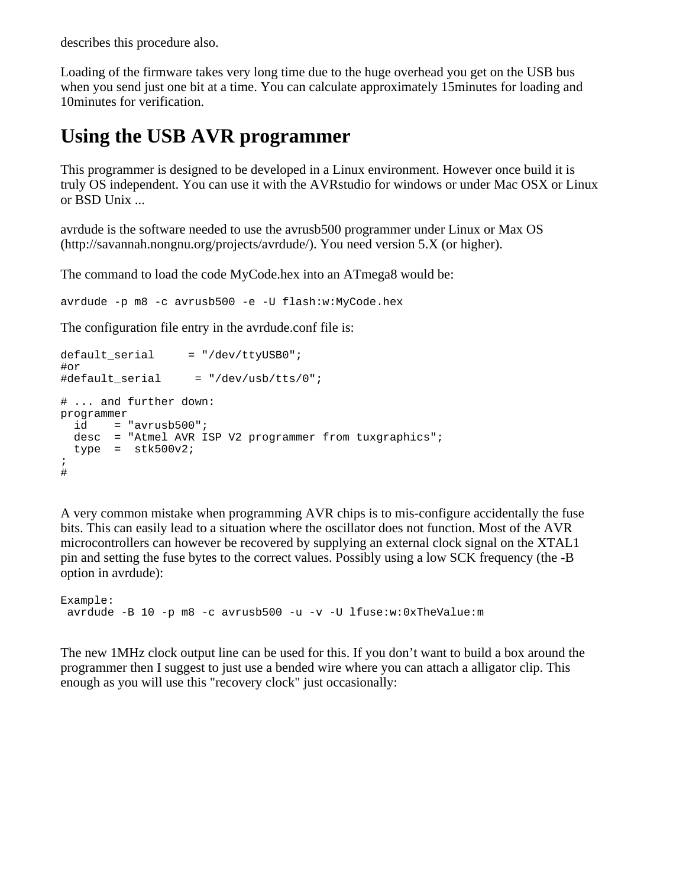describes this procedure also.

Loading of the firmware takes very long time due to the huge overhead you get on the USB bus when you send just one bit at a time. You can calculate approximately 15minutes for loading and 10minutes for verification.

## Using the USB AVR programmer

This programmer is designed to be developed in a Linux environment. However once build it is truly OS independent. You can use it with the AVRstudio for windows or under Mac OSX or Linux or BSD Unix ...

avrdude is the software needed to use the avrusb500 programmer under Linux or Max OS (http://savannah.nongnu.org/projects/avrdude/). You need version 5.X (or higher).

The command to load the code MyCode.hex into an ATmega8 would be:

```
avrdude -p m8 -c avrusb500 -e -U flash:w:MyCode.hex
```

The configuration file entry in the avrdude.conf file is:

```
default_serial     = "/dev/ttyUSB0";
#or
#default_serial     = "/dev/usb/tts/0";

# ... and further down:
programmer
  id    = "avrusb500";
  desc  = "Atmel AVR ISP V2 programmer from tuxgraphics";
  type  =  stk500v2;
;
#
```

A very common mistake when programming AVR chips is to mis-configure accidentally the fuse bits. This can easily lead to a situation where the oscillator does not function. Most of the AVR microcontrollers can however be recovered by supplying an external clock signal on the XTAL1 pin and setting the fuse bytes to the correct values. Possibly using a low SCK frequency (the -B option in avrdude):

```
Example:
 avrdude -B 10 -p m8 -c avrusb500 -u -v -U lfuse:w:0xTheValue:m
```

The new 1MHz clock output line can be used for this. If you don't want to build a box around the programmer then I suggest to just use a bended wire where you can attach a alligator clip. This enough as you will use this "recovery clock" just occasionally: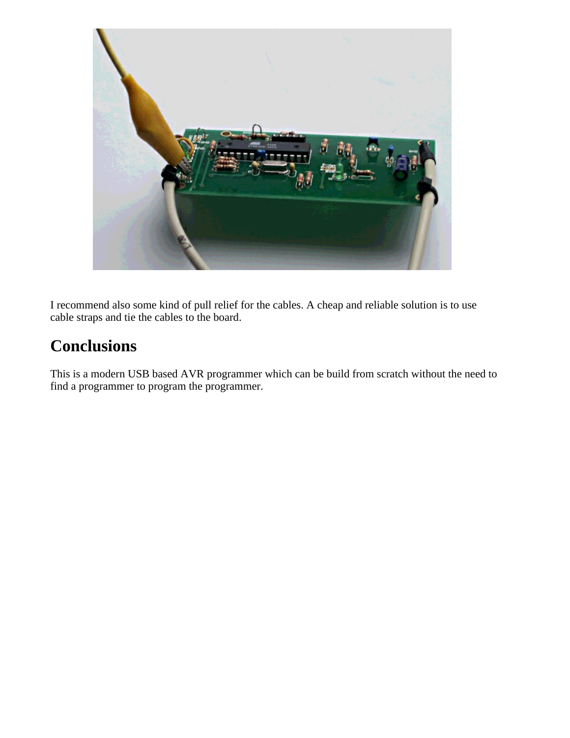I recommend also some kind of pull relief for the cables. A cheap and reliable solution is to use cable straps and tie the cables to the board.

## Conclusions

This is a modern USB based AVR programmer which can be build from scratch without the need to find a programmer to program the programmer.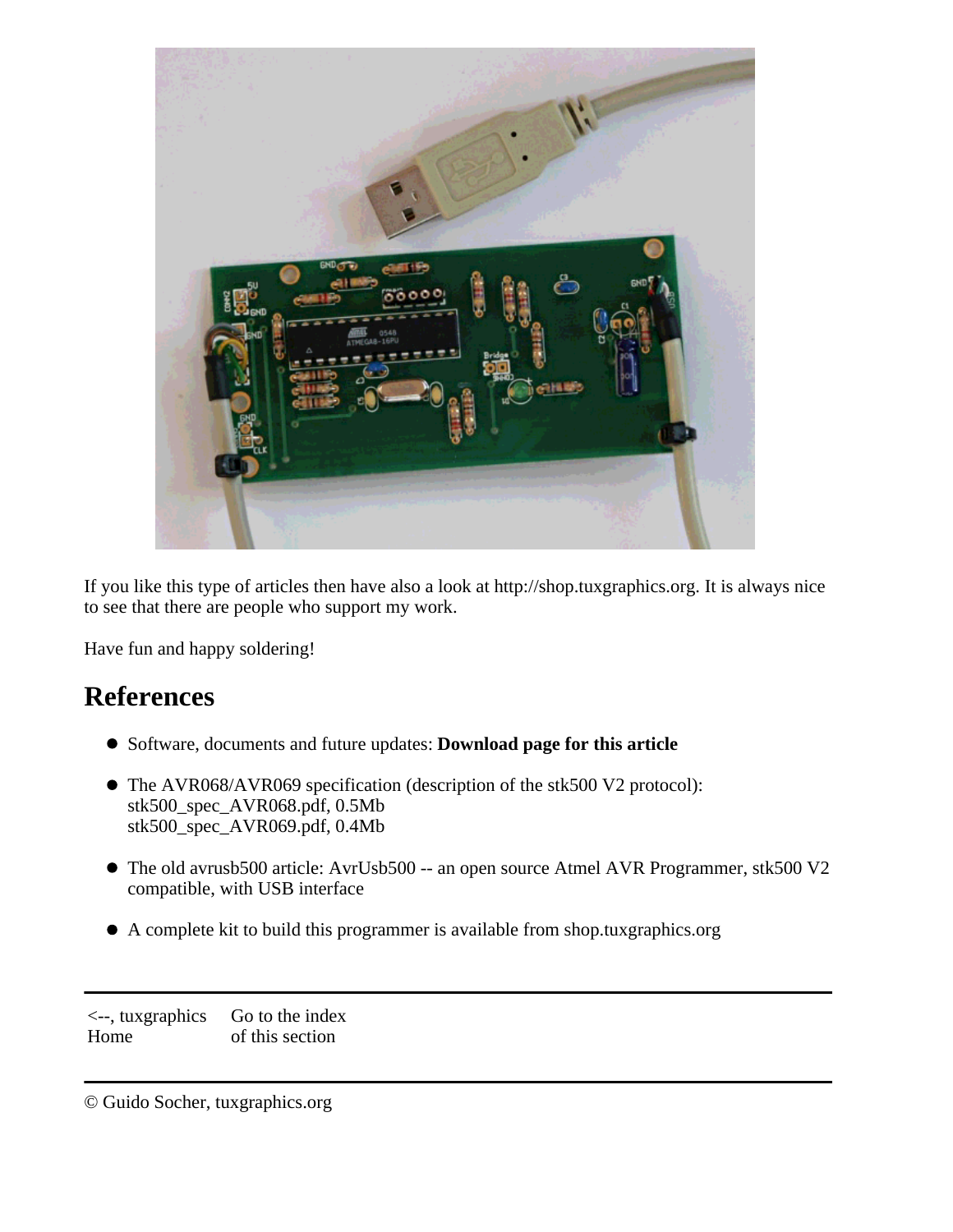If you like this type of articles then have also a look at http://shop.tuxgraphics.org. It is always nice to see that there are people who support my work.

Have fun and happy soldering!

## References

- Software, documents and future updates: **Download page for this article**
- The AVR068/AVR069 specification (description of the stk500 V2 protocol):
  stk500_spec_AVR068.pdf, 0.5Mb
  stk500_spec_AVR069.pdf, 0.4Mb
- The old avrusb500 article: AvrUsb500 -- an open source Atmel AVR Programmer, stk500 V2 compatible, with USB interface
- A complete kit to build this programmer is available from shop.tuxgraphics.org

---

<--, tuxgraphics Home | Go to the index of this section

---

© Guido Socher, tuxgraphics.org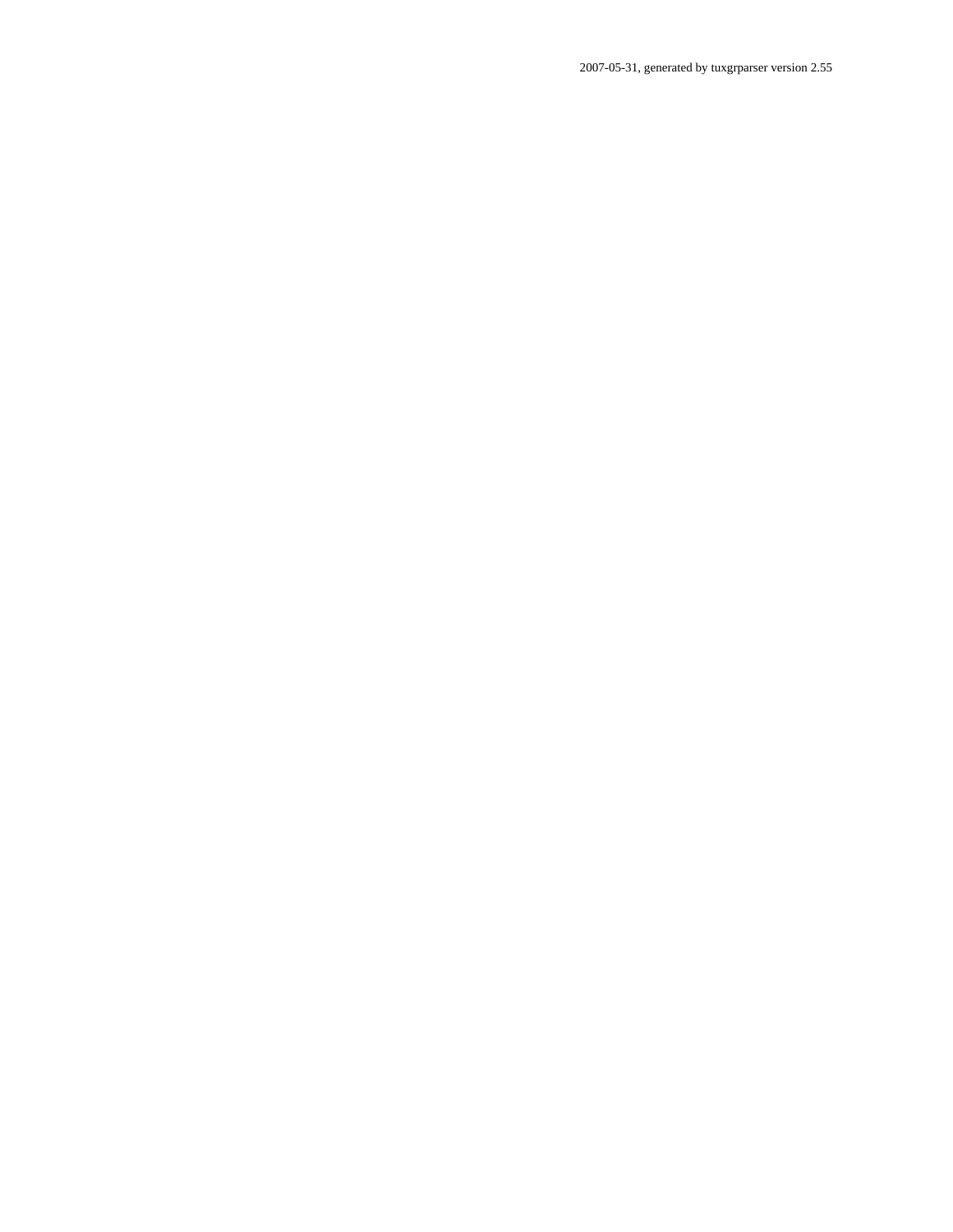2007-05-31, generated by tuxgrparser version 2.55